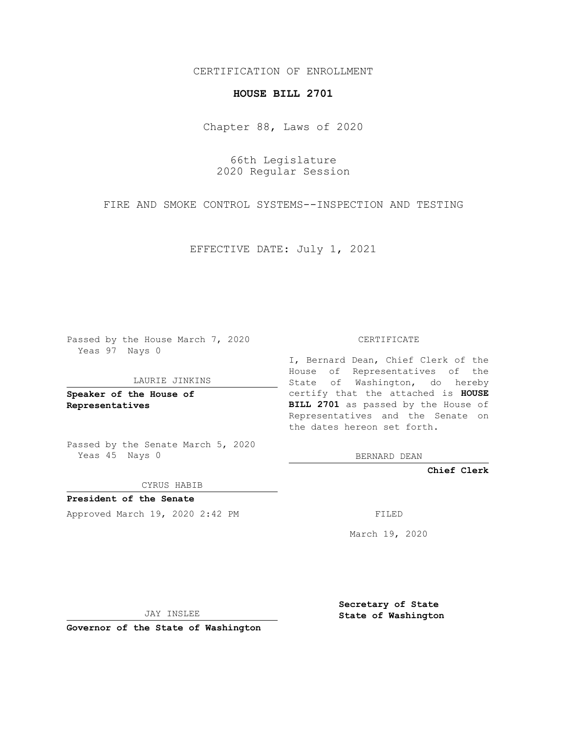CERTIFICATION OF ENROLLMENT

**HOUSE BILL 2701**

Chapter 88, Laws of 2020

66th Legislature
2020 Regular Session

FIRE AND SMOKE CONTROL SYSTEMS--INSPECTION AND TESTING

EFFECTIVE DATE: July 1, 2021

Passed by the House March 7, 2020
Yeas 97 Nays 0

LAURIE JINKINS

**Speaker of the House of Representatives**

Passed by the Senate March 5, 2020
Yeas 45 Nays 0

CYRUS HABIB

**President of the Senate**

Approved March 19, 2020 2:42 PM

JAY INSLEE

**Governor of the State of Washington**

CERTIFICATE

I, Bernard Dean, Chief Clerk of the House of Representatives of the State of Washington, do hereby certify that the attached is **HOUSE BILL 2701** as passed by the House of Representatives and the Senate on the dates hereon set forth.

BERNARD DEAN

**Chief Clerk**

FILED

March 19, 2020

**Secretary of State**
**State of Washington**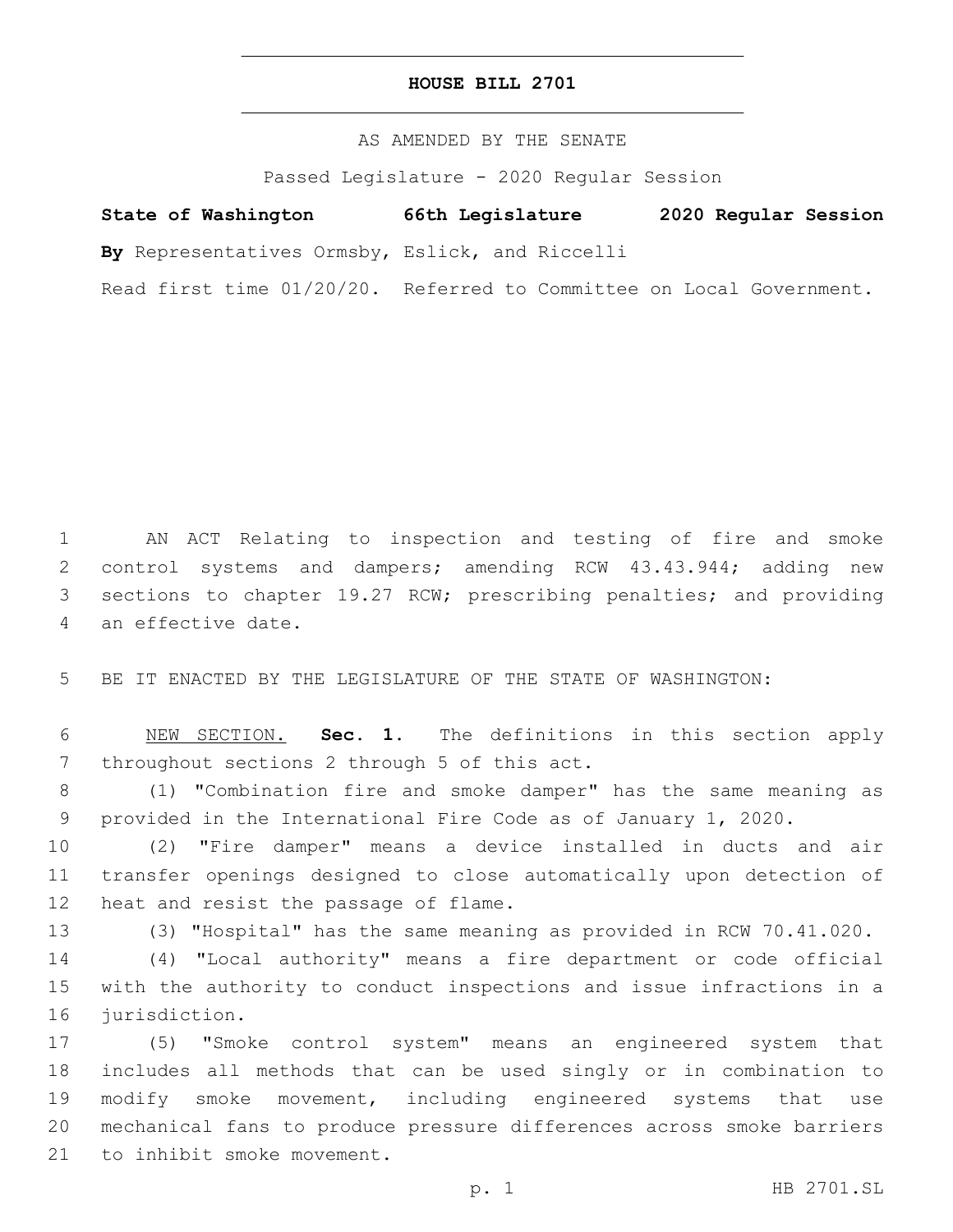# HOUSE BILL 2701

AS AMENDED BY THE SENATE

Passed Legislature - 2020 Regular Session

**State of Washington 66th Legislature 2020 Regular Session**

**By** Representatives Ormsby, Eslick, and Riccelli

Read first time 01/20/20. Referred to Committee on Local Government.

AN ACT Relating to inspection and testing of fire and smoke control systems and dampers; amending RCW 43.43.944; adding new sections to chapter 19.27 RCW; prescribing penalties; and providing an effective date.

BE IT ENACTED BY THE LEGISLATURE OF THE STATE OF WASHINGTON:

NEW SECTION. **Sec. 1.** The definitions in this section apply throughout sections 2 through 5 of this act.

(1) "Combination fire and smoke damper" has the same meaning as provided in the International Fire Code as of January 1, 2020.

(2) "Fire damper" means a device installed in ducts and air transfer openings designed to close automatically upon detection of heat and resist the passage of flame.

(3) "Hospital" has the same meaning as provided in RCW 70.41.020.

(4) "Local authority" means a fire department or code official with the authority to conduct inspections and issue infractions in a jurisdiction.

(5) "Smoke control system" means an engineered system that includes all methods that can be used singly or in combination to modify smoke movement, including engineered systems that use mechanical fans to produce pressure differences across smoke barriers to inhibit smoke movement.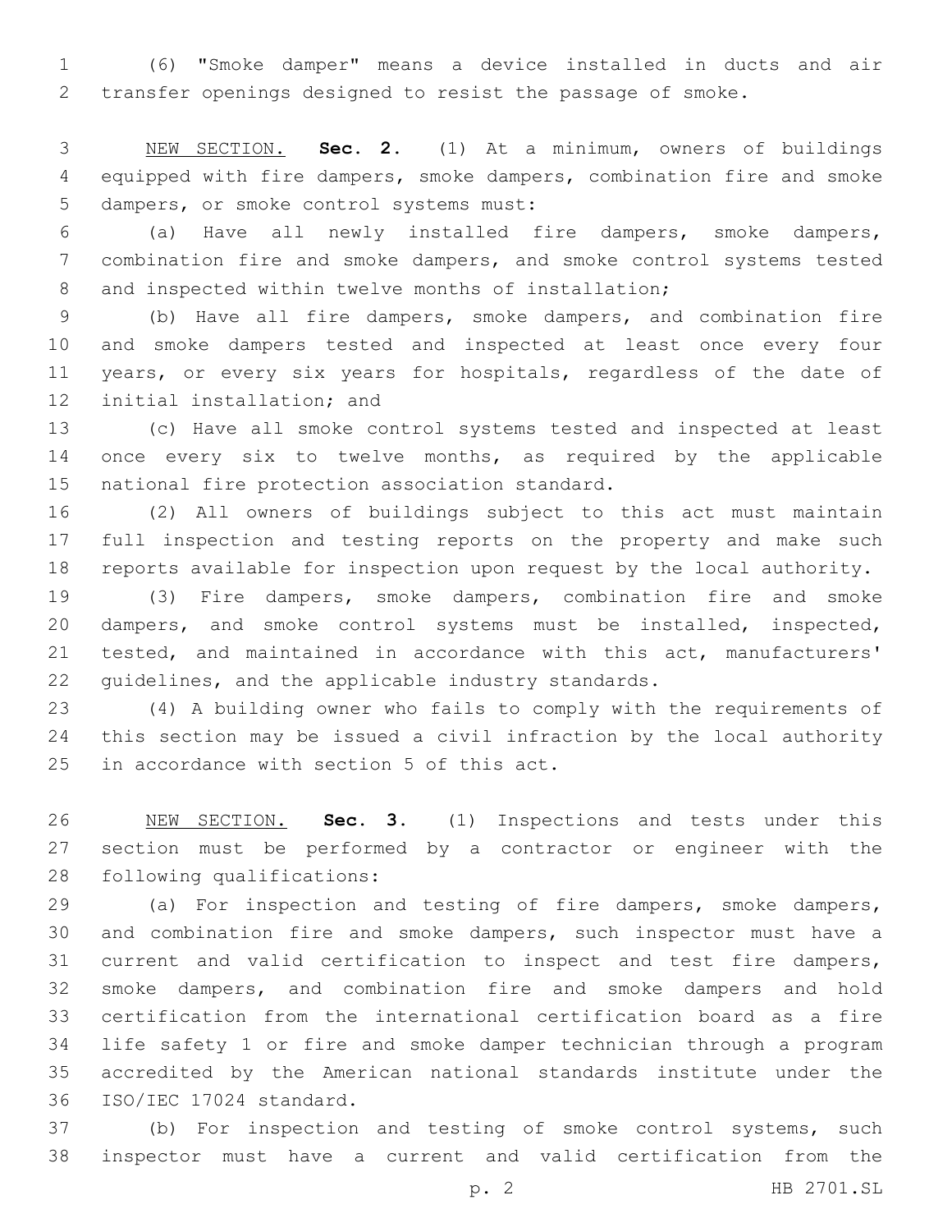(6) "Smoke damper" means a device installed in ducts and air transfer openings designed to resist the passage of smoke.

NEW SECTION. **Sec. 2.** (1) At a minimum, owners of buildings equipped with fire dampers, smoke dampers, combination fire and smoke dampers, or smoke control systems must:

(a) Have all newly installed fire dampers, smoke dampers, combination fire and smoke dampers, and smoke control systems tested and inspected within twelve months of installation;

(b) Have all fire dampers, smoke dampers, and combination fire and smoke dampers tested and inspected at least once every four years, or every six years for hospitals, regardless of the date of initial installation; and

(c) Have all smoke control systems tested and inspected at least once every six to twelve months, as required by the applicable national fire protection association standard.

(2) All owners of buildings subject to this act must maintain full inspection and testing reports on the property and make such reports available for inspection upon request by the local authority.

(3) Fire dampers, smoke dampers, combination fire and smoke dampers, and smoke control systems must be installed, inspected, tested, and maintained in accordance with this act, manufacturers' guidelines, and the applicable industry standards.

(4) A building owner who fails to comply with the requirements of this section may be issued a civil infraction by the local authority in accordance with section 5 of this act.

NEW SECTION. **Sec. 3.** (1) Inspections and tests under this section must be performed by a contractor or engineer with the following qualifications:

(a) For inspection and testing of fire dampers, smoke dampers, and combination fire and smoke dampers, such inspector must have a current and valid certification to inspect and test fire dampers, smoke dampers, and combination fire and smoke dampers and hold certification from the international certification board as a fire life safety 1 or fire and smoke damper technician through a program accredited by the American national standards institute under the ISO/IEC 17024 standard.

(b) For inspection and testing of smoke control systems, such inspector must have a current and valid certification from the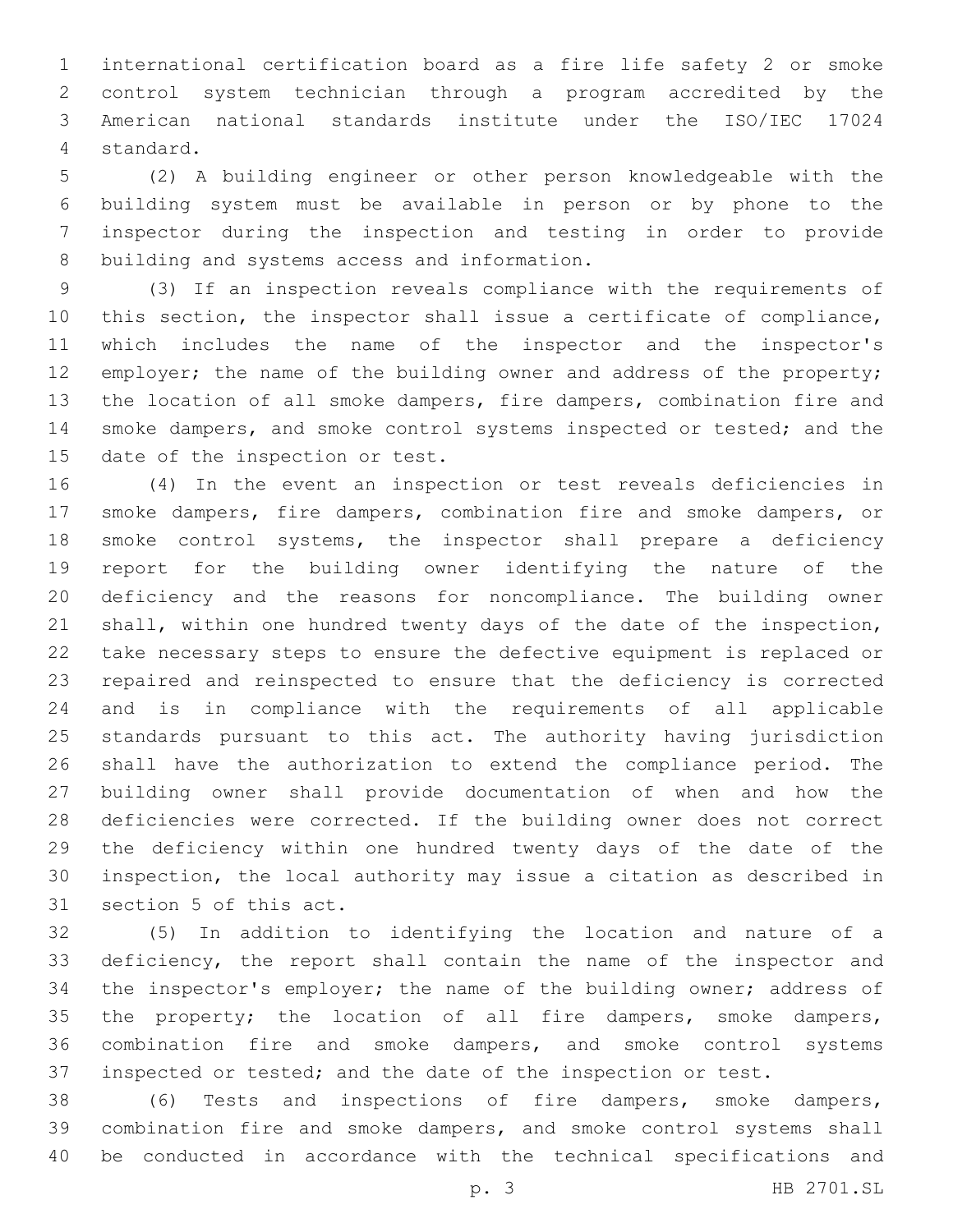international certification board as a fire life safety 2 or smoke control system technician through a program accredited by the American national standards institute under the ISO/IEC 17024 standard.

(2) A building engineer or other person knowledgeable with the building system must be available in person or by phone to the inspector during the inspection and testing in order to provide building and systems access and information.

(3) If an inspection reveals compliance with the requirements of this section, the inspector shall issue a certificate of compliance, which includes the name of the inspector and the inspector's employer; the name of the building owner and address of the property; the location of all smoke dampers, fire dampers, combination fire and smoke dampers, and smoke control systems inspected or tested; and the date of the inspection or test.

(4) In the event an inspection or test reveals deficiencies in smoke dampers, fire dampers, combination fire and smoke dampers, or smoke control systems, the inspector shall prepare a deficiency report for the building owner identifying the nature of the deficiency and the reasons for noncompliance. The building owner shall, within one hundred twenty days of the date of the inspection, take necessary steps to ensure the defective equipment is replaced or repaired and reinspected to ensure that the deficiency is corrected and is in compliance with the requirements of all applicable standards pursuant to this act. The authority having jurisdiction shall have the authorization to extend the compliance period. The building owner shall provide documentation of when and how the deficiencies were corrected. If the building owner does not correct the deficiency within one hundred twenty days of the date of the inspection, the local authority may issue a citation as described in section 5 of this act.

(5) In addition to identifying the location and nature of a deficiency, the report shall contain the name of the inspector and the inspector's employer; the name of the building owner; address of the property; the location of all fire dampers, smoke dampers, combination fire and smoke dampers, and smoke control systems inspected or tested; and the date of the inspection or test.

(6) Tests and inspections of fire dampers, smoke dampers, combination fire and smoke dampers, and smoke control systems shall be conducted in accordance with the technical specifications and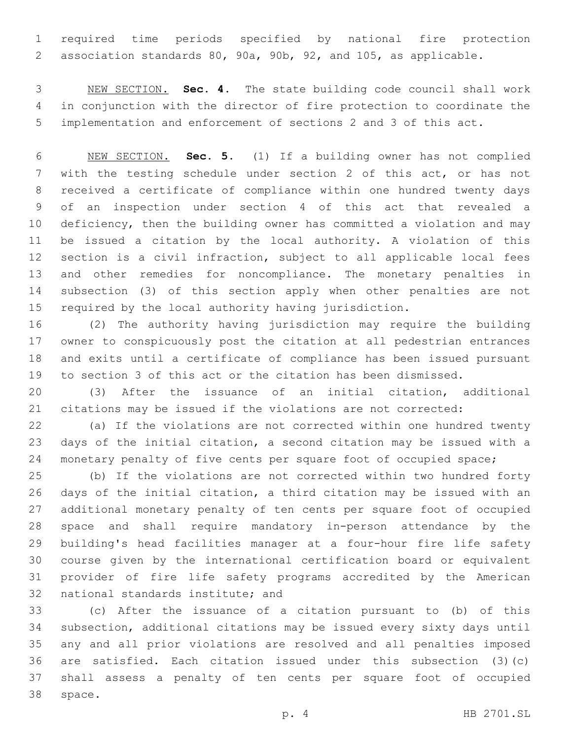required time periods specified by national fire protection association standards 80, 90a, 90b, 92, and 105, as applicable.

NEW SECTION. **Sec. 4.** The state building code council shall work in conjunction with the director of fire protection to coordinate the implementation and enforcement of sections 2 and 3 of this act.

NEW SECTION. **Sec. 5.** (1) If a building owner has not complied with the testing schedule under section 2 of this act, or has not received a certificate of compliance within one hundred twenty days of an inspection under section 4 of this act that revealed a deficiency, then the building owner has committed a violation and may be issued a citation by the local authority. A violation of this section is a civil infraction, subject to all applicable local fees and other remedies for noncompliance. The monetary penalties in subsection (3) of this section apply when other penalties are not required by the local authority having jurisdiction.

(2) The authority having jurisdiction may require the building owner to conspicuously post the citation at all pedestrian entrances and exits until a certificate of compliance has been issued pursuant to section 3 of this act or the citation has been dismissed.

(3) After the issuance of an initial citation, additional citations may be issued if the violations are not corrected:

(a) If the violations are not corrected within one hundred twenty days of the initial citation, a second citation may be issued with a monetary penalty of five cents per square foot of occupied space;

(b) If the violations are not corrected within two hundred forty days of the initial citation, a third citation may be issued with an additional monetary penalty of ten cents per square foot of occupied space and shall require mandatory in-person attendance by the building's head facilities manager at a four-hour fire life safety course given by the international certification board or equivalent provider of fire life safety programs accredited by the American national standards institute; and

(c) After the issuance of a citation pursuant to (b) of this subsection, additional citations may be issued every sixty days until any and all prior violations are resolved and all penalties imposed are satisfied. Each citation issued under this subsection (3)(c) shall assess a penalty of ten cents per square foot of occupied space.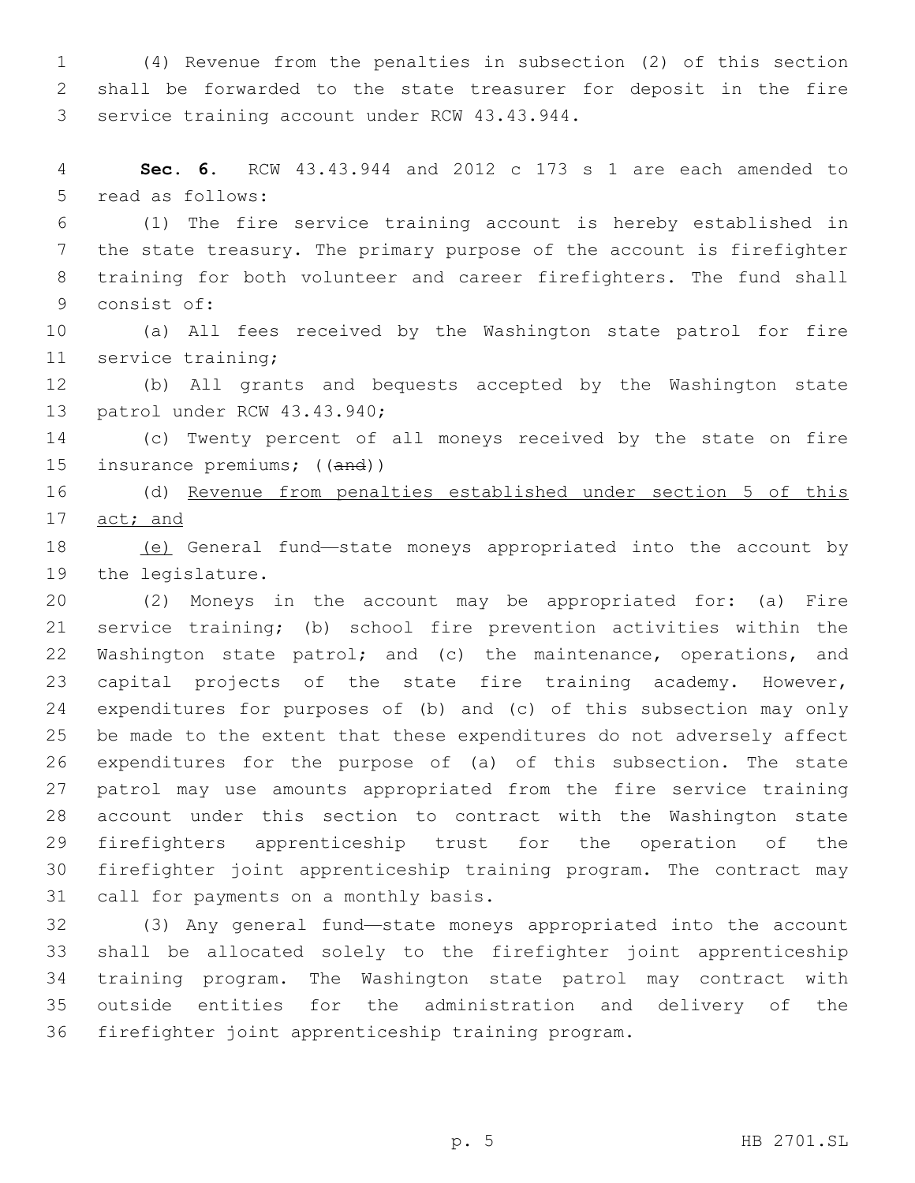(4) Revenue from the penalties in subsection (2) of this section shall be forwarded to the state treasurer for deposit in the fire service training account under RCW 43.43.944.

**Sec. 6.** RCW 43.43.944 and 2012 c 173 s 1 are each amended to read as follows:

(1) The fire service training account is hereby established in the state treasury. The primary purpose of the account is firefighter training for both volunteer and career firefighters. The fund shall consist of:

(a) All fees received by the Washington state patrol for fire service training;

(b) All grants and bequests accepted by the Washington state patrol under RCW 43.43.940;

(c) Twenty percent of all moneys received by the state on fire insurance premiums; ((~~and~~))

(d) Revenue from penalties established under section 5 of this act; and

(e) General fund—state moneys appropriated into the account by the legislature.

(2) Moneys in the account may be appropriated for: (a) Fire service training; (b) school fire prevention activities within the Washington state patrol; and (c) the maintenance, operations, and capital projects of the state fire training academy. However, expenditures for purposes of (b) and (c) of this subsection may only be made to the extent that these expenditures do not adversely affect expenditures for the purpose of (a) of this subsection. The state patrol may use amounts appropriated from the fire service training account under this section to contract with the Washington state firefighters apprenticeship trust for the operation of the firefighter joint apprenticeship training program. The contract may call for payments on a monthly basis.

(3) Any general fund—state moneys appropriated into the account shall be allocated solely to the firefighter joint apprenticeship training program. The Washington state patrol may contract with outside entities for the administration and delivery of the firefighter joint apprenticeship training program.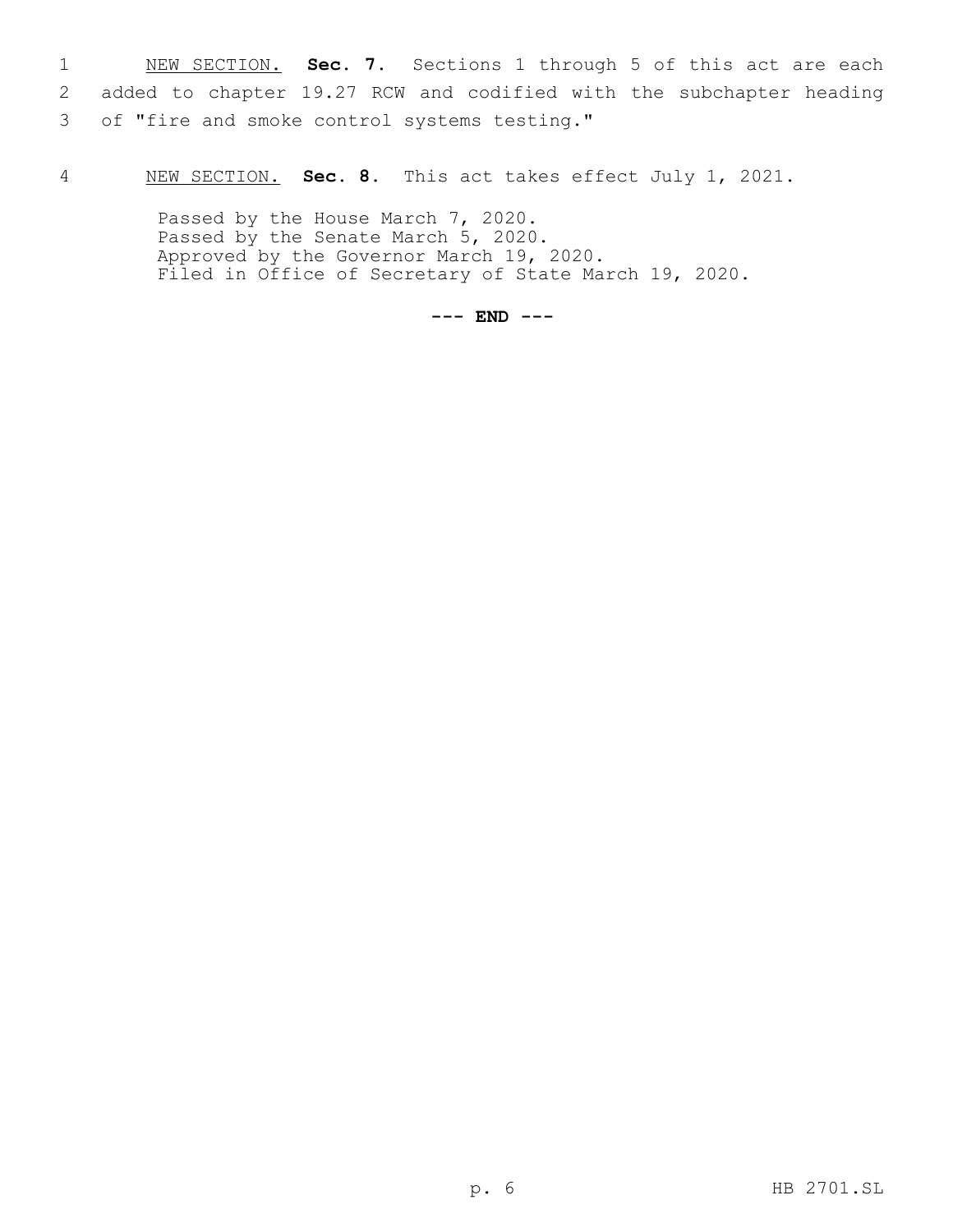NEW SECTION. **Sec. 7.** Sections 1 through 5 of this act are each added to chapter 19.27 RCW and codified with the subchapter heading of "fire and smoke control systems testing."

NEW SECTION. **Sec. 8.** This act takes effect July 1, 2021.

Passed by the House March 7, 2020.
Passed by the Senate March 5, 2020.
Approved by the Governor March 19, 2020.
Filed in Office of Secretary of State March 19, 2020.

**--- END ---**